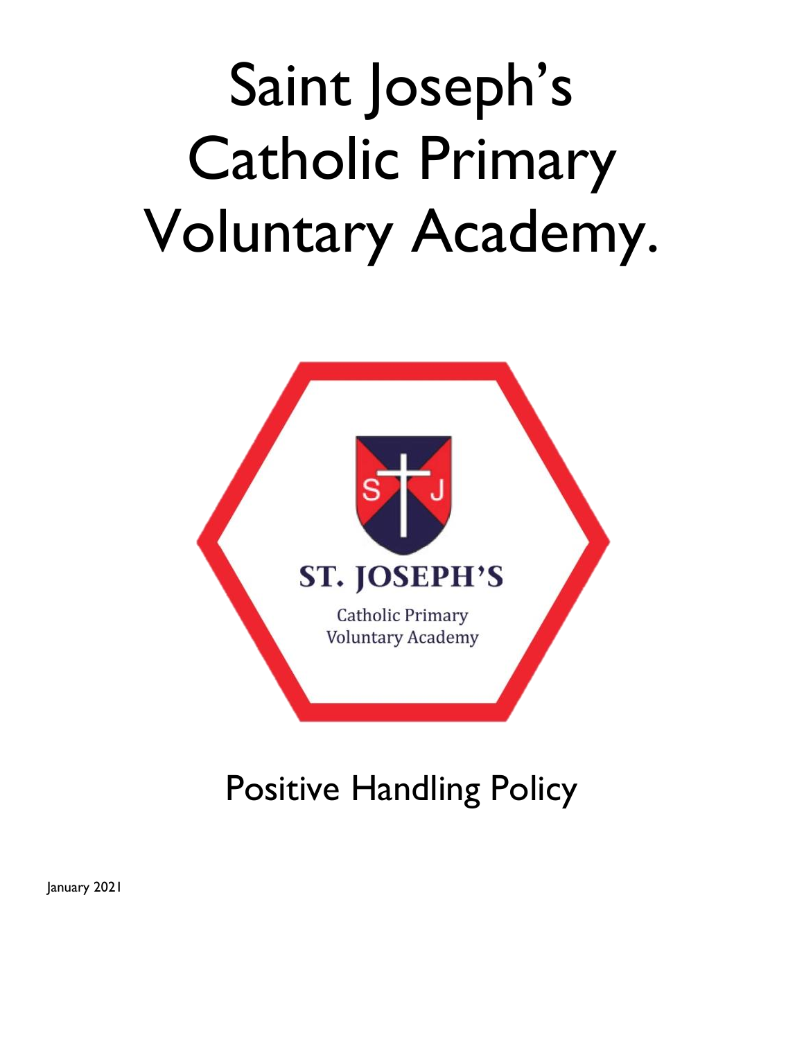# Saint Joseph's Catholic Primary Voluntary Academy.

ST. JOSEPH'S

Catholic Primary Voluntary Academy

## Positive Handling Policy

January 2021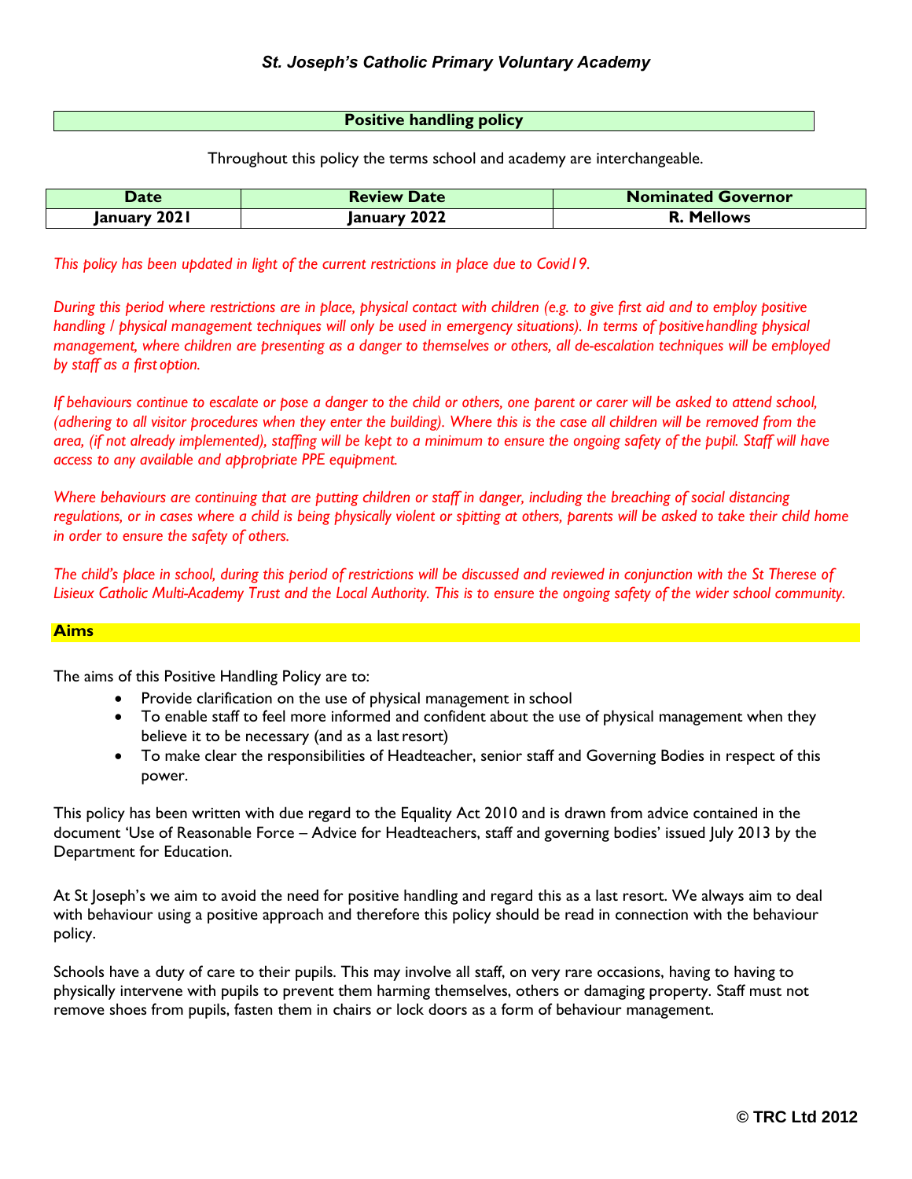*St. Joseph's Catholic Primary Voluntary Academy*

**Positive handling policy**

Throughout this policy the terms school and academy are interchangeable.

| Date | Review Date | Nominated Governor |
|---|---|---|
| January 2021 | January 2022 | R. Mellows |

*This policy has been updated in light of the current restrictions in place due to Covid19.*

*During this period where restrictions are in place, physical contact with children (e.g. to give first aid and to employ positive handling / physical management techniques will only be used in emergency situations). In terms of positive handling physical management, where children are presenting as a danger to themselves or others, all de-escalation techniques will be employed by staff as a first option.*

*If behaviours continue to escalate or pose a danger to the child or others, one parent or carer will be asked to attend school, (adhering to all visitor procedures when they enter the building). Where this is the case all children will be removed from the area, (if not already implemented), staffing will be kept to a minimum to ensure the ongoing safety of the pupil. Staff will have access to any available and appropriate PPE equipment.*

*Where behaviours are continuing that are putting children or staff in danger, including the breaching of social distancing regulations, or in cases where a child is being physically violent or spitting at others, parents will be asked to take their child home in order to ensure the safety of others.*

*The child's place in school, during this period of restrictions will be discussed and reviewed in conjunction with the St Therese of Lisieux Catholic Multi-Academy Trust and the Local Authority. This is to ensure the ongoing safety of the wider school community.*

## Aims

The aims of this Positive Handling Policy are to:

- Provide clarification on the use of physical management in school
- To enable staff to feel more informed and confident about the use of physical management when they believe it to be necessary (and as a last resort)
- To make clear the responsibilities of Headteacher, senior staff and Governing Bodies in respect of this power.

This policy has been written with due regard to the Equality Act 2010 and is drawn from advice contained in the document 'Use of Reasonable Force – Advice for Headteachers, staff and governing bodies' issued July 2013 by the Department for Education.

At St Joseph's we aim to avoid the need for positive handling and regard this as a last resort. We always aim to deal with behaviour using a positive approach and therefore this policy should be read in connection with the behaviour policy.

Schools have a duty of care to their pupils. This may involve all staff, on very rare occasions, having to having to physically intervene with pupils to prevent them harming themselves, others or damaging property. Staff must not remove shoes from pupils, fasten them in chairs or lock doors as a form of behaviour management.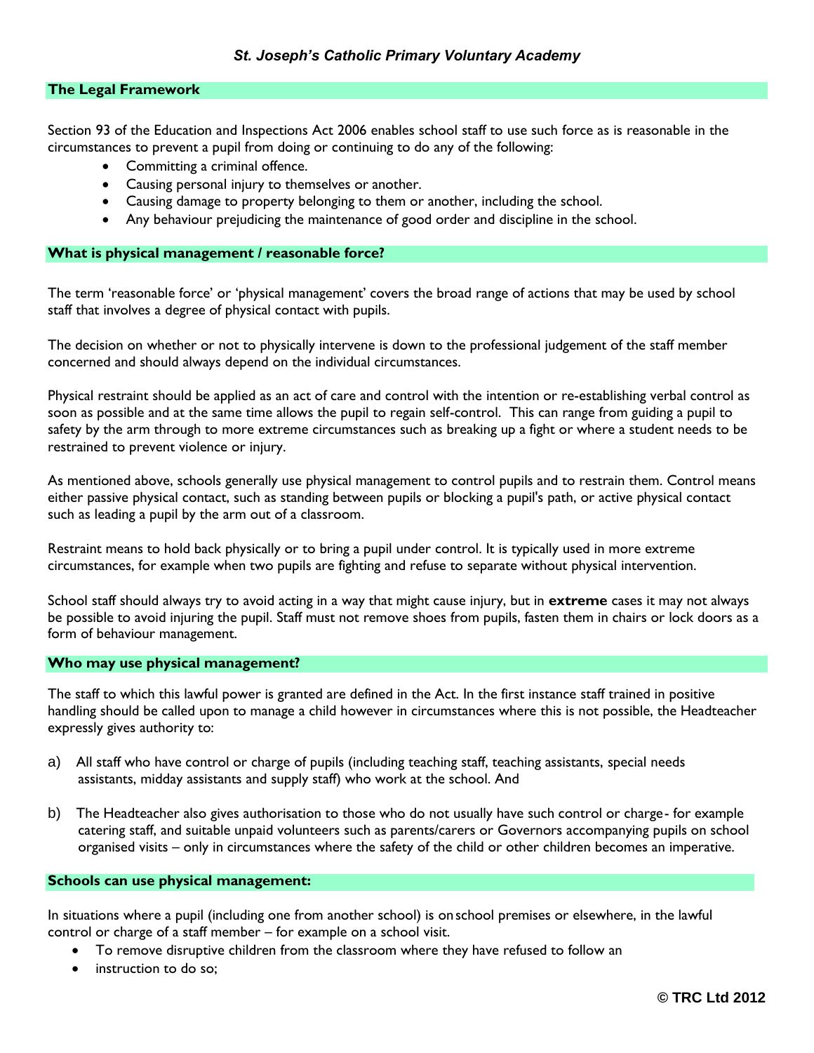## The Legal Framework

Section 93 of the Education and Inspections Act 2006 enables school staff to use such force as is reasonable in the circumstances to prevent a pupil from doing or continuing to do any of the following:

- Committing a criminal offence.
- Causing personal injury to themselves or another.
- Causing damage to property belonging to them or another, including the school.
- Any behaviour prejudicing the maintenance of good order and discipline in the school.

## What is physical management / reasonable force?

The term 'reasonable force' or 'physical management' covers the broad range of actions that may be used by school staff that involves a degree of physical contact with pupils.

The decision on whether or not to physically intervene is down to the professional judgement of the staff member concerned and should always depend on the individual circumstances.

Physical restraint should be applied as an act of care and control with the intention or re-establishing verbal control as soon as possible and at the same time allows the pupil to regain self-control. This can range from guiding a pupil to safety by the arm through to more extreme circumstances such as breaking up a fight or where a student needs to be restrained to prevent violence or injury.

As mentioned above, schools generally use physical management to control pupils and to restrain them. Control means either passive physical contact, such as standing between pupils or blocking a pupil's path, or active physical contact such as leading a pupil by the arm out of a classroom.

Restraint means to hold back physically or to bring a pupil under control. It is typically used in more extreme circumstances, for example when two pupils are fighting and refuse to separate without physical intervention.

School staff should always try to avoid acting in a way that might cause injury, but in **extreme** cases it may not always be possible to avoid injuring the pupil. Staff must not remove shoes from pupils, fasten them in chairs or lock doors as a form of behaviour management.

## Who may use physical management?

The staff to which this lawful power is granted are defined in the Act. In the first instance staff trained in positive handling should be called upon to manage a child however in circumstances where this is not possible, the Headteacher expressly gives authority to:

a) All staff who have control or charge of pupils (including teaching staff, teaching assistants, special needs assistants, midday assistants and supply staff) who work at the school. And

b) The Headteacher also gives authorisation to those who do not usually have such control or charge- for example catering staff, and suitable unpaid volunteers such as parents/carers or Governors accompanying pupils on school organised visits – only in circumstances where the safety of the child or other children becomes an imperative.

## Schools can use physical management:

In situations where a pupil (including one from another school) is on school premises or elsewhere, in the lawful control or charge of a staff member – for example on a school visit.

- To remove disruptive children from the classroom where they have refused to follow an
- instruction to do so;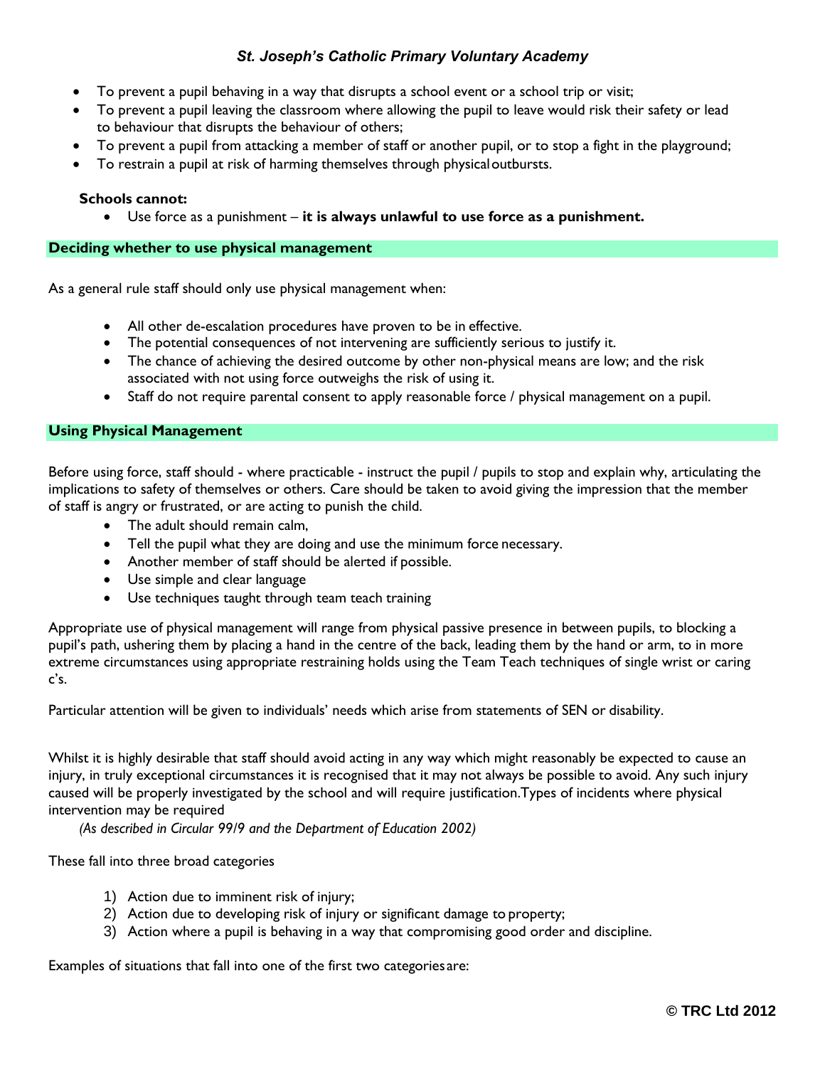- To prevent a pupil behaving in a way that disrupts a school event or a school trip or visit;
- To prevent a pupil leaving the classroom where allowing the pupil to leave would risk their safety or lead to behaviour that disrupts the behaviour of others;
- To prevent a pupil from attacking a member of staff or another pupil, or to stop a fight in the playground;
- To restrain a pupil at risk of harming themselves through physical outbursts.

**Schools cannot:**

- Use force as a punishment – **it is always unlawful to use force as a punishment.**

## Deciding whether to use physical management

As a general rule staff should only use physical management when:

- All other de-escalation procedures have proven to be in effective.
- The potential consequences of not intervening are sufficiently serious to justify it.
- The chance of achieving the desired outcome by other non-physical means are low; and the risk associated with not using force outweighs the risk of using it.
- Staff do not require parental consent to apply reasonable force / physical management on a pupil.

## Using Physical Management

Before using force, staff should - where practicable - instruct the pupil / pupils to stop and explain why, articulating the implications to safety of themselves or others. Care should be taken to avoid giving the impression that the member of staff is angry or frustrated, or are acting to punish the child.

- The adult should remain calm,
- Tell the pupil what they are doing and use the minimum force necessary.
- Another member of staff should be alerted if possible.
- Use simple and clear language
- Use techniques taught through team teach training

Appropriate use of physical management will range from physical passive presence in between pupils, to blocking a pupil's path, ushering them by placing a hand in the centre of the back, leading them by the hand or arm, to in more extreme circumstances using appropriate restraining holds using the Team Teach techniques of single wrist or caring c's.

Particular attention will be given to individuals' needs which arise from statements of SEN or disability.

Whilst it is highly desirable that staff should avoid acting in any way which might reasonably be expected to cause an injury, in truly exceptional circumstances it is recognised that it may not always be possible to avoid. Any such injury caused will be properly investigated by the school and will require justification.Types of incidents where physical intervention may be required

*(As described in Circular 99/9 and the Department of Education 2002)*

These fall into three broad categories

1) Action due to imminent risk of injury;
2) Action due to developing risk of injury or significant damage to property;
3) Action where a pupil is behaving in a way that compromising good order and discipline.

Examples of situations that fall into one of the first two categories are: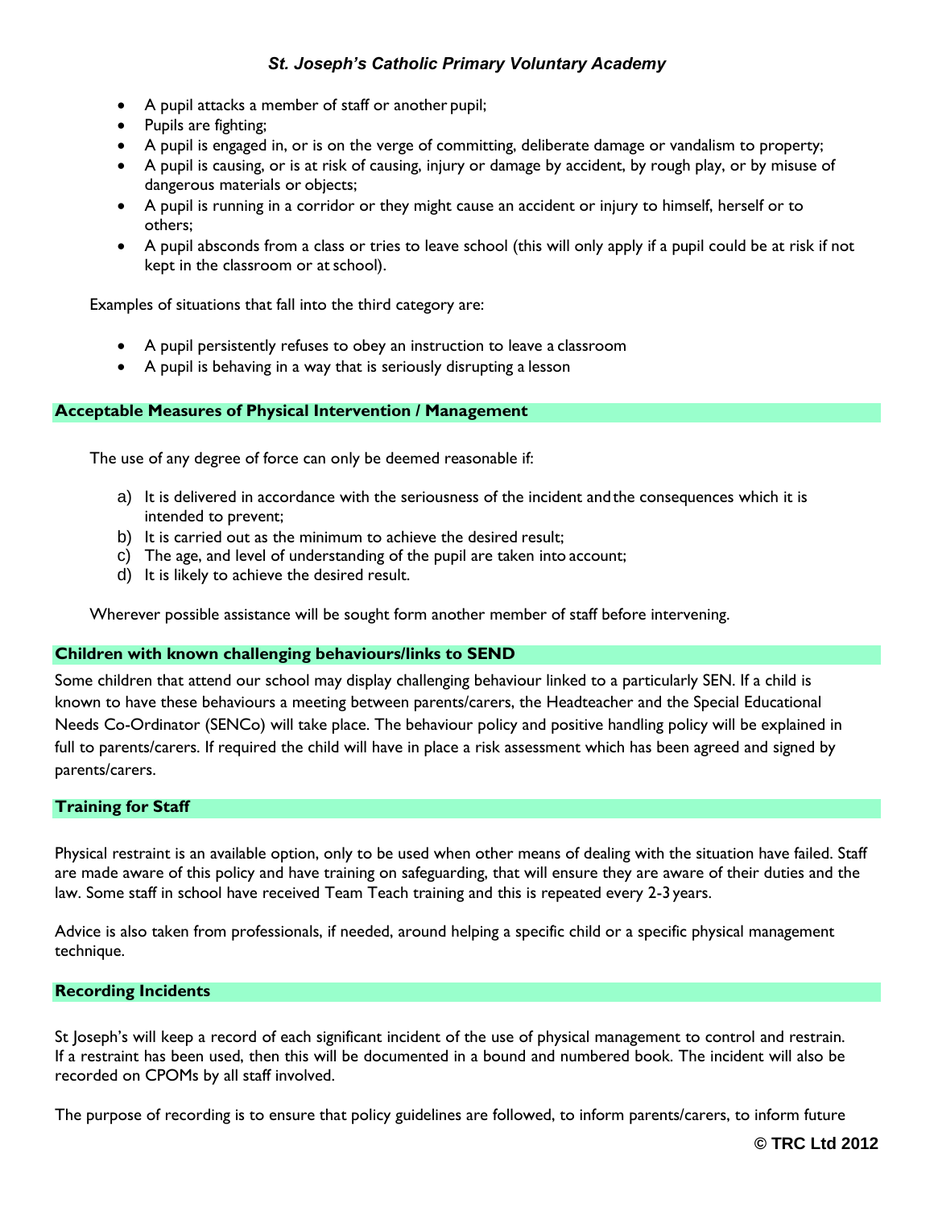- A pupil attacks a member of staff or another pupil;
- Pupils are fighting;
- A pupil is engaged in, or is on the verge of committing, deliberate damage or vandalism to property;
- A pupil is causing, or is at risk of causing, injury or damage by accident, by rough play, or by misuse of dangerous materials or objects;
- A pupil is running in a corridor or they might cause an accident or injury to himself, herself or to others;
- A pupil absconds from a class or tries to leave school (this will only apply if a pupil could be at risk if not kept in the classroom or at school).

Examples of situations that fall into the third category are:

- A pupil persistently refuses to obey an instruction to leave a classroom
- A pupil is behaving in a way that is seriously disrupting a lesson

## Acceptable Measures of Physical Intervention / Management

The use of any degree of force can only be deemed reasonable if:

a) It is delivered in accordance with the seriousness of the incident and the consequences which it is intended to prevent;
b) It is carried out as the minimum to achieve the desired result;
c) The age, and level of understanding of the pupil are taken into account;
d) It is likely to achieve the desired result.

Wherever possible assistance will be sought form another member of staff before intervening.

## Children with known challenging behaviours/links to SEND

Some children that attend our school may display challenging behaviour linked to a particularly SEN. If a child is known to have these behaviours a meeting between parents/carers, the Headteacher and the Special Educational Needs Co-Ordinator (SENCo) will take place. The behaviour policy and positive handling policy will be explained in full to parents/carers. If required the child will have in place a risk assessment which has been agreed and signed by parents/carers.

## Training for Staff

Physical restraint is an available option, only to be used when other means of dealing with the situation have failed. Staff are made aware of this policy and have training on safeguarding, that will ensure they are aware of their duties and the law. Some staff in school have received Team Teach training and this is repeated every 2-3 years.

Advice is also taken from professionals, if needed, around helping a specific child or a specific physical management technique.

## Recording Incidents

St Joseph's will keep a record of each significant incident of the use of physical management to control and restrain. If a restraint has been used, then this will be documented in a bound and numbered book. The incident will also be recorded on CPOMs by all staff involved.

The purpose of recording is to ensure that policy guidelines are followed, to inform parents/carers, to inform future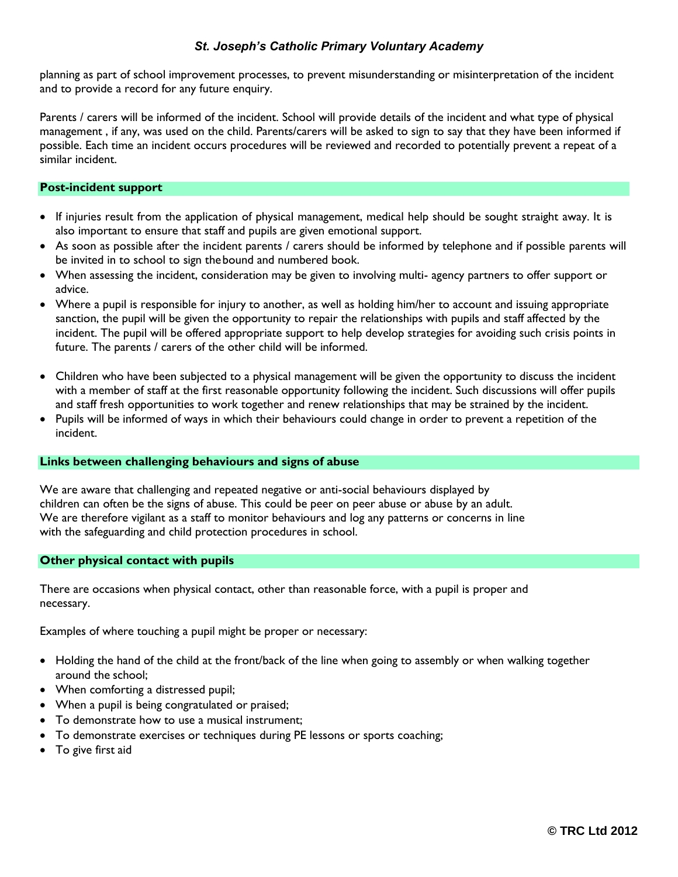planning as part of school improvement processes, to prevent misunderstanding or misinterpretation of the incident and to provide a record for any future enquiry.

Parents / carers will be informed of the incident. School will provide details of the incident and what type of physical management , if any, was used on the child. Parents/carers will be asked to sign to say that they have been informed if possible. Each time an incident occurs procedures will be reviewed and recorded to potentially prevent a repeat of a similar incident.

## Post-incident support

- If injuries result from the application of physical management, medical help should be sought straight away. It is also important to ensure that staff and pupils are given emotional support.
- As soon as possible after the incident parents / carers should be informed by telephone and if possible parents will be invited in to school to sign the bound and numbered book.
- When assessing the incident, consideration may be given to involving multi- agency partners to offer support or advice.
- Where a pupil is responsible for injury to another, as well as holding him/her to account and issuing appropriate sanction, the pupil will be given the opportunity to repair the relationships with pupils and staff affected by the incident. The pupil will be offered appropriate support to help develop strategies for avoiding such crisis points in future. The parents / carers of the other child will be informed.
- Children who have been subjected to a physical management will be given the opportunity to discuss the incident with a member of staff at the first reasonable opportunity following the incident. Such discussions will offer pupils and staff fresh opportunities to work together and renew relationships that may be strained by the incident.
- Pupils will be informed of ways in which their behaviours could change in order to prevent a repetition of the incident.

## Links between challenging behaviours and signs of abuse

We are aware that challenging and repeated negative or anti-social behaviours displayed by children can often be the signs of abuse. This could be peer on peer abuse or abuse by an adult. We are therefore vigilant as a staff to monitor behaviours and log any patterns or concerns in line with the safeguarding and child protection procedures in school.

## Other physical contact with pupils

There are occasions when physical contact, other than reasonable force, with a pupil is proper and necessary.

Examples of where touching a pupil might be proper or necessary:

- Holding the hand of the child at the front/back of the line when going to assembly or when walking together around the school;
- When comforting a distressed pupil;
- When a pupil is being congratulated or praised;
- To demonstrate how to use a musical instrument;
- To demonstrate exercises or techniques during PE lessons or sports coaching;
- To give first aid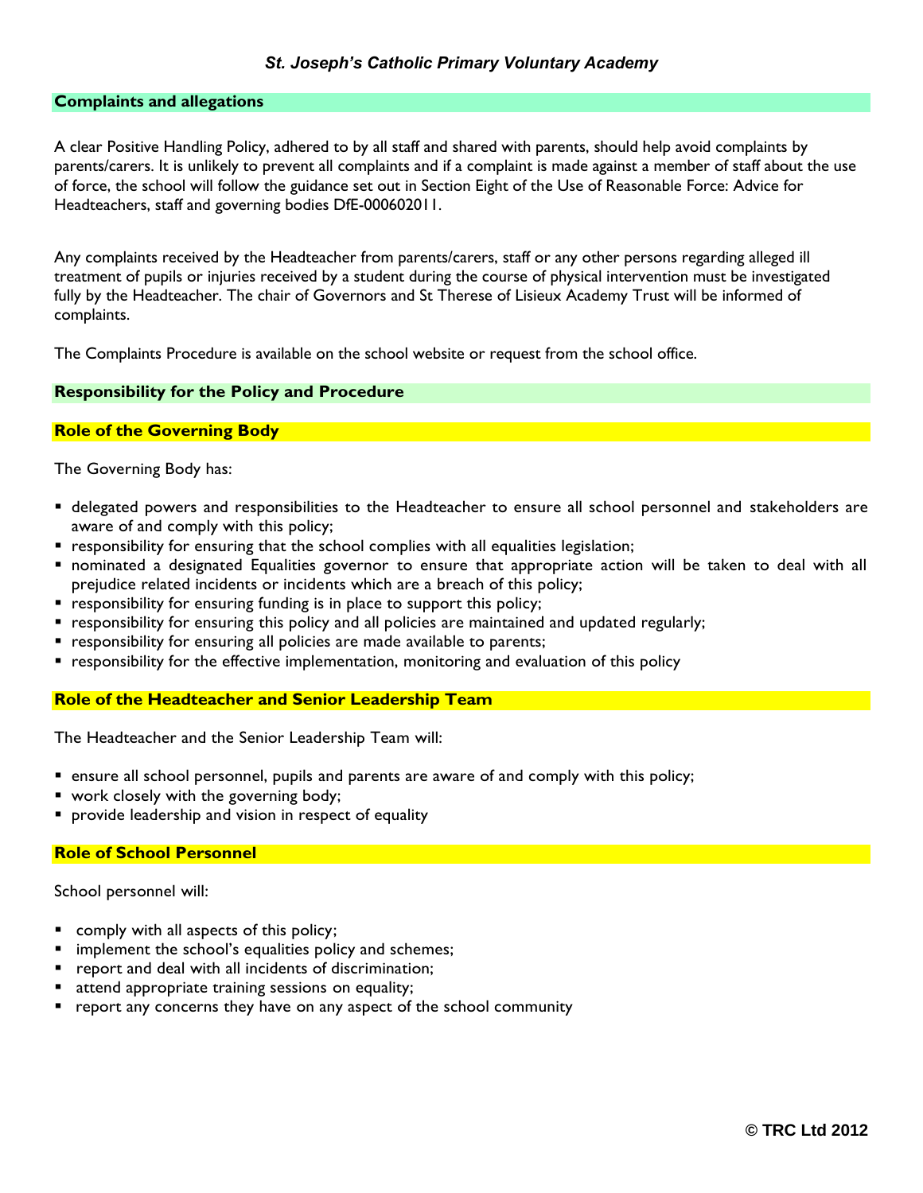## Complaints and allegations

A clear Positive Handling Policy, adhered to by all staff and shared with parents, should help avoid complaints by parents/carers. It is unlikely to prevent all complaints and if a complaint is made against a member of staff about the use of force, the school will follow the guidance set out in Section Eight of the Use of Reasonable Force: Advice for Headteachers, staff and governing bodies DfE-000602011.

Any complaints received by the Headteacher from parents/carers, staff or any other persons regarding alleged ill treatment of pupils or injuries received by a student during the course of physical intervention must be investigated fully by the Headteacher. The chair of Governors and St Therese of Lisieux Academy Trust will be informed of complaints.

The Complaints Procedure is available on the school website or request from the school office.

## Responsibility for the Policy and Procedure

### Role of the Governing Body

The Governing Body has:

- delegated powers and responsibilities to the Headteacher to ensure all school personnel and stakeholders are aware of and comply with this policy;
- responsibility for ensuring that the school complies with all equalities legislation;
- nominated a designated Equalities governor to ensure that appropriate action will be taken to deal with all prejudice related incidents or incidents which are a breach of this policy;
- responsibility for ensuring funding is in place to support this policy;
- responsibility for ensuring this policy and all policies are maintained and updated regularly;
- responsibility for ensuring all policies are made available to parents;
- responsibility for the effective implementation, monitoring and evaluation of this policy

### Role of the Headteacher and Senior Leadership Team

The Headteacher and the Senior Leadership Team will:

- ensure all school personnel, pupils and parents are aware of and comply with this policy;
- work closely with the governing body;
- provide leadership and vision in respect of equality

### Role of School Personnel

School personnel will:

- comply with all aspects of this policy;
- implement the school's equalities policy and schemes;
- report and deal with all incidents of discrimination;
- attend appropriate training sessions on equality;
- report any concerns they have on any aspect of the school community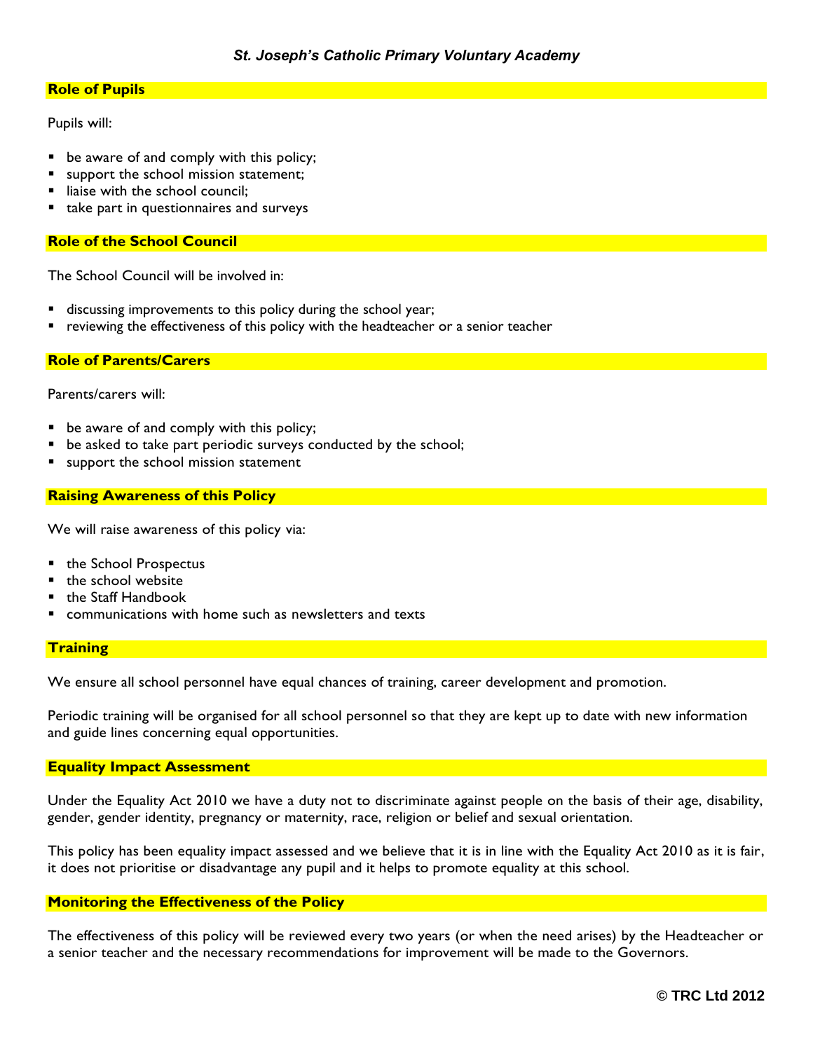## Role of Pupils

Pupils will:

- be aware of and comply with this policy;
- support the school mission statement;
- liaise with the school council;
- take part in questionnaires and surveys

## Role of the School Council

The School Council will be involved in:

- discussing improvements to this policy during the school year;
- reviewing the effectiveness of this policy with the headteacher or a senior teacher

## Role of Parents/Carers

Parents/carers will:

- be aware of and comply with this policy;
- be asked to take part periodic surveys conducted by the school;
- support the school mission statement

## Raising Awareness of this Policy

We will raise awareness of this policy via:

- the School Prospectus
- the school website
- the Staff Handbook
- communications with home such as newsletters and texts

## Training

We ensure all school personnel have equal chances of training, career development and promotion.

Periodic training will be organised for all school personnel so that they are kept up to date with new information and guide lines concerning equal opportunities.

## Equality Impact Assessment

Under the Equality Act 2010 we have a duty not to discriminate against people on the basis of their age, disability, gender, gender identity, pregnancy or maternity, race, religion or belief and sexual orientation.

This policy has been equality impact assessed and we believe that it is in line with the Equality Act 2010 as it is fair, it does not prioritise or disadvantage any pupil and it helps to promote equality at this school.

## Monitoring the Effectiveness of the Policy

The effectiveness of this policy will be reviewed every two years (or when the need arises) by the Headteacher or a senior teacher and the necessary recommendations for improvement will be made to the Governors.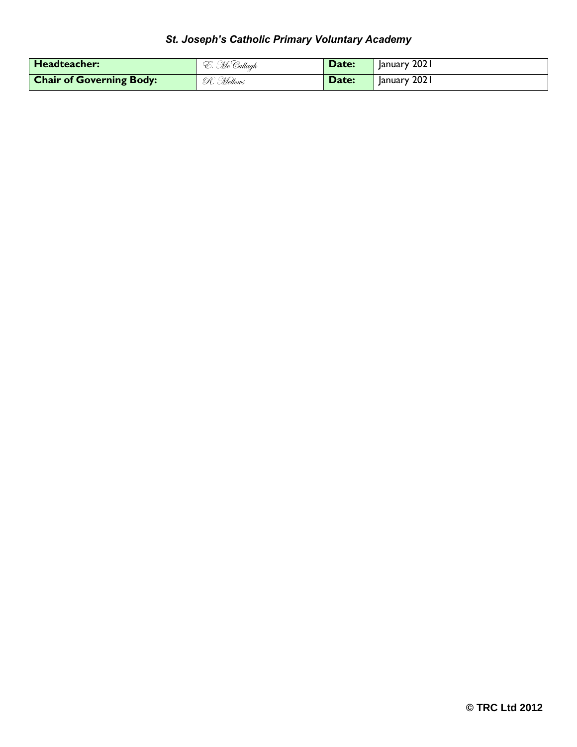*St. Joseph's Catholic Primary Voluntary Academy*

| **Headteacher:** | *E. McCullagh* | **Date:** | January 2021 |
|---|---|---|---|
| **Chair of Governing Body:** | *R. Mellows* | **Date:** | January 2021 |

**© TRC Ltd 2012**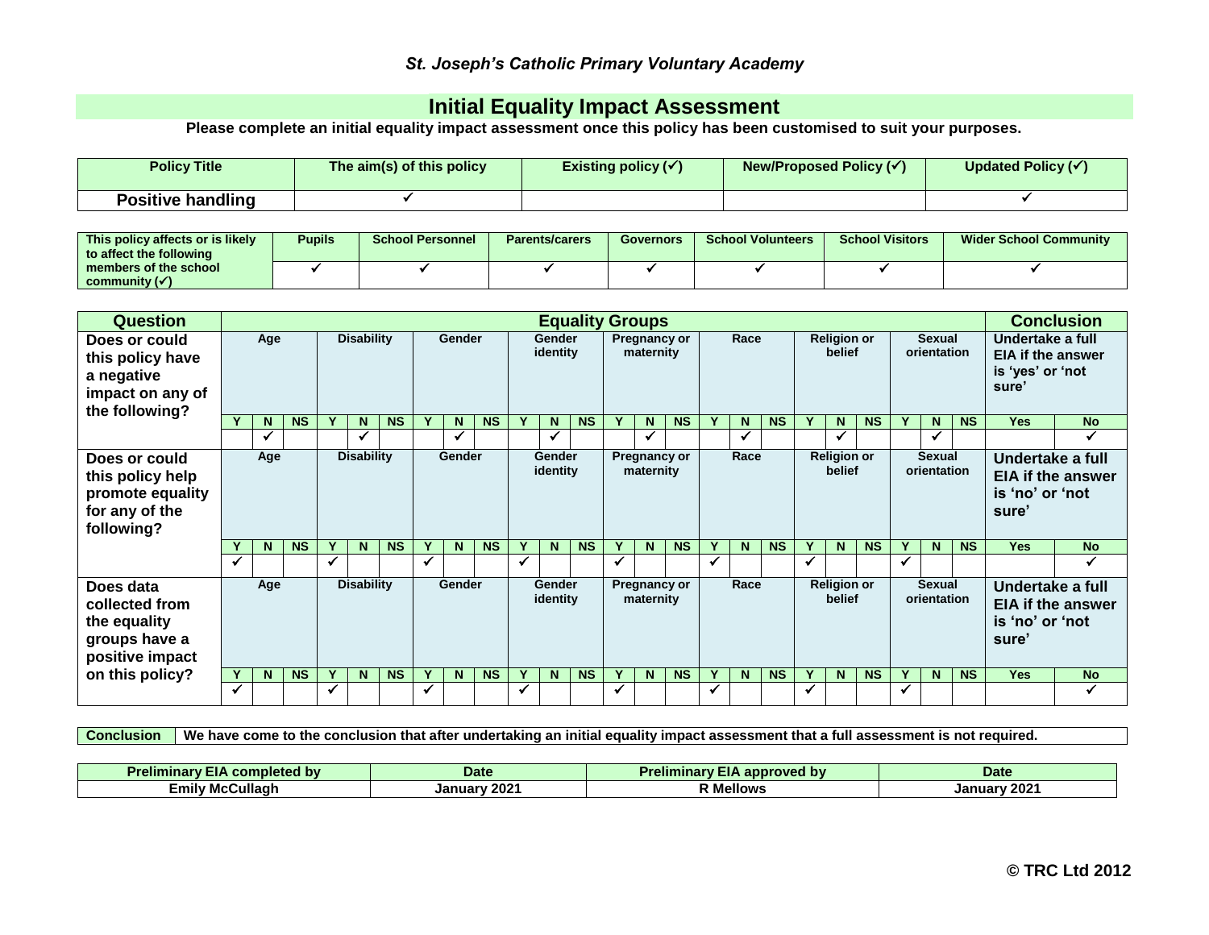*St. Joseph's Catholic Primary Voluntary Academy*

# Initial Equality Impact Assessment

**Please complete an initial equality impact assessment once this policy has been customised to suit your purposes.**

| Policy Title | The aim(s) of this policy | Existing policy (✓) | New/Proposed Policy (✓) | Updated Policy (✓) |
|---|---|---|---|---|
| **Positive handling** | ✓ | | | ✓ |

| This policy affects or is likely to affect the following members of the school community (✓) | Pupils | School Personnel | Parents/carers | Governors | School Volunteers | School Visitors | Wider School Community |
|---|---|---|---|---|---|---|---|
| | ✓ | ✓ | ✓ | ✓ | ✓ | ✓ | ✓ |

| Question | Equality Groups | | | | | | | | | | | | | | | | | | | | | | | | Conclusion | |
|---|---|---|---|---|---|---|---|---|---|---|---|---|---|---|---|---|---|---|---|---|---|---|---|---|---|---|
| **Does or could this policy have a negative impact on any of the following?** | Age | | | Disability | | | Gender | | | Gender identity | | | Pregnancy or maternity | | | Race | | | Religion or belief | | | Sexual orientation | | | Undertake a full EIA if the answer is 'yes' or 'not sure' | |
| | Y | N | NS | Y | N | NS | Y | N | NS | Y | N | NS | Y | N | NS | Y | N | NS | Y | N | NS | Y | N | NS | Yes | No |
| | | ✓ | | | ✓ | | | ✓ | | | ✓ | | | ✓ | | | ✓ | | | ✓ | | | ✓ | | | ✓ |
| **Does or could this policy help promote equality for any of the following?** | Age | | | Disability | | | Gender | | | Gender identity | | | Pregnancy or maternity | | | Race | | | Religion or belief | | | Sexual orientation | | | Undertake a full EIA if the answer is 'no' or 'not sure' | |
| | Y | N | NS | Y | N | NS | Y | N | NS | Y | N | NS | Y | N | NS | Y | N | NS | Y | N | NS | Y | N | NS | Yes | No |
| | ✓ | | | ✓ | | | ✓ | | | ✓ | | | ✓ | | | ✓ | | | ✓ | | | ✓ | | | | ✓ |
| **Does data collected from the equality groups have a positive impact on this policy?** | Age | | | Disability | | | Gender | | | Gender identity | | | Pregnancy or maternity | | | Race | | | Religion or belief | | | Sexual orientation | | | Undertake a full EIA if the answer is 'no' or 'not sure' | |
| | Y | N | NS | Y | N | NS | Y | N | NS | Y | N | NS | Y | N | NS | Y | N | NS | Y | N | NS | Y | N | NS | Yes | No |
| | ✓ | | | ✓ | | | ✓ | | | ✓ | | | ✓ | | | ✓ | | | ✓ | | | ✓ | | | | ✓ |

| Conclusion | We have come to the conclusion that after undertaking an initial equality impact assessment that a full assessment is not required. |
|---|---|

| Preliminary EIA completed by | Date | Preliminary EIA approved by | Date |
|---|---|---|---|
| **Emily McCullagh** | **January 2021** | **R Mellows** | **January 2021** |

**© TRC Ltd 2012**